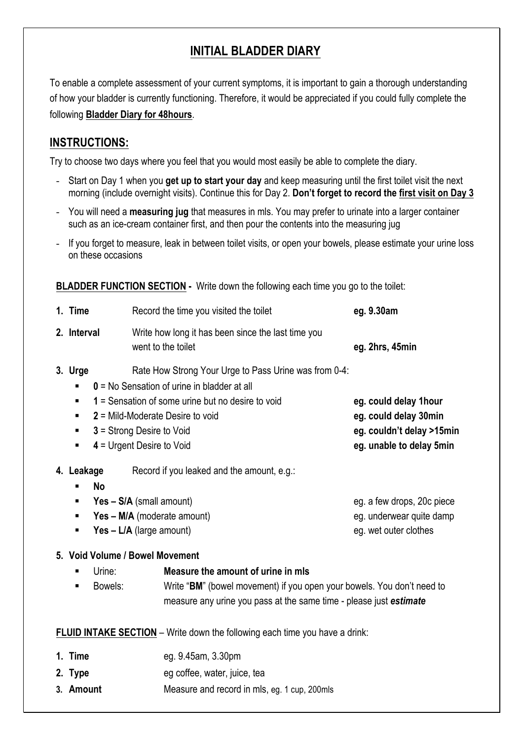# INITIAL BLADDER DIARY

To enable a complete assessment of your current symptoms, it is important to gain a thorough understanding of how your bladder is currently functioning. Therefore, it would be appreciated if you could fully complete the following **Bladder Diary for 48hours**.

## INSTRUCTIONS:

Try to choose two days where you feel that you would most easily be able to complete the diary.

- Start on Day 1 when you **get up to start your day** and keep measuring until the first toilet visit the next morning (include overnight visits). Continue this for Day 2. **Don't forget to record the first visit on Day 3**
- You will need a **measuring jug** that measures in mls. You may prefer to urinate into a larger container such as an ice-cream container first, and then pour the contents into the measuring jug
- If you forget to measure, leak in between toilet visits, or open your bowels, please estimate your urine loss on these occasions

**BLADDER FUNCTION SECTION -** Write down the following each time you go to the toilet:

1. **Time** — Record the time you visited the toilet — **eg. 9.30am**
2. **Interval** — Write how long it has been since the last time you went to the toilet — **eg. 2hrs, 45min**
3. **Urge** — Rate How Strong Your Urge to Pass Urine was from 0-4:
   - **0** = No Sensation of urine in bladder at all
   - **1** = Sensation of some urine but no desire to void — **eg. could delay 1hour**
   - **2** = Mild-Moderate Desire to void — **eg. could delay 30min**
   - **3** = Strong Desire to Void — **eg. couldn't delay >15min**
   - **4** = Urgent Desire to Void — **eg. unable to delay 5min**
4. **Leakage** — Record if you leaked and the amount, e.g.:
   - **No**
   - **Yes – S/A** (small amount) — eg. a few drops, 20c piece
   - **Yes – M/A** (moderate amount) — eg. underwear quite damp
   - **Yes – L/A** (large amount) — eg. wet outer clothes
5. **Void Volume / Bowel Movement**
   - Urine: **Measure the amount of urine in mls**
   - Bowels: Write "**BM**" (bowel movement) if you open your bowels. You don't need to measure any urine you pass at the same time - please just ***estimate***

**FLUID INTAKE SECTION** – Write down the following each time you have a drink:

1. **Time** — eg. 9.45am, 3.30pm
2. **Type** — eg coffee, water, juice, tea
3. **Amount** — Measure and record in mls, eg. 1 cup, 200mls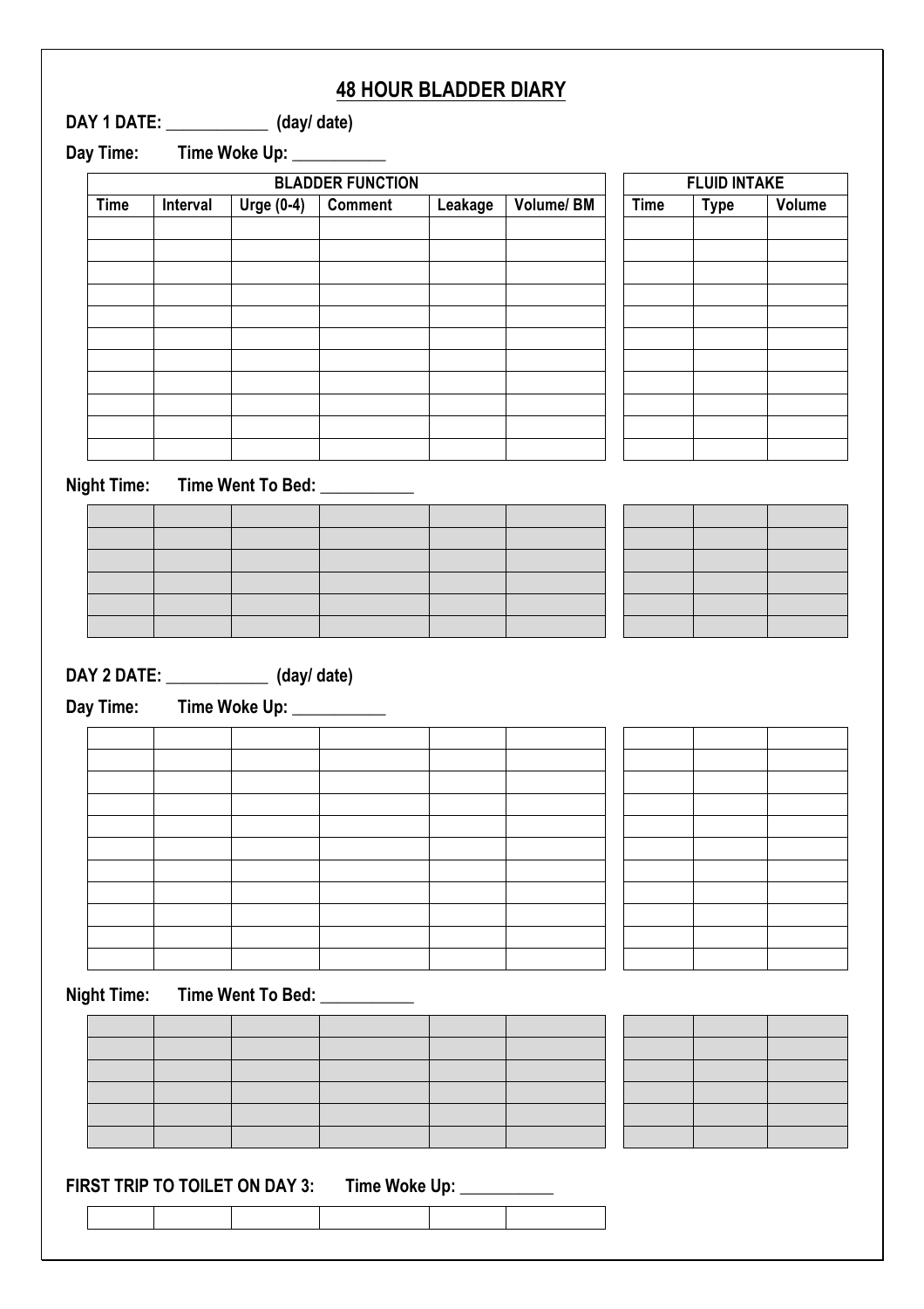# 48 HOUR BLADDER DIARY

**DAY 1 DATE: ____________ (day/ date)**

**Day Time: Time Woke Up: ___________**

| BLADDER FUNCTION | | | | | | FLUID INTAKE | | |
|---|---|---|---|---|---|---|---|---|
| Time | Interval | Urge (0-4) | Comment | Leakage | Volume/ BM | Time | Type | Volume |
| | | | | | | | | |
| | | | | | | | | |
| | | | | | | | | |
| | | | | | | | | |
| | | | | | | | | |
| | | | | | | | | |
| | | | | | | | | |
| | | | | | | | | |
| | | | | | | | | |
| | | | | | | | | |
| | | | | | | | | |

**Night Time: Time Went To Bed: ___________**

| | | | | | | | | |
|---|---|---|---|---|---|---|---|---|
| | | | | | | | | |
| | | | | | | | | |
| | | | | | | | | |
| | | | | | | | | |
| | | | | | | | | |
| | | | | | | | | |

**DAY 2 DATE: ____________ (day/ date)**

**Day Time: Time Woke Up: ___________**

| | | | | | | | | |
|---|---|---|---|---|---|---|---|---|
| | | | | | | | | |
| | | | | | | | | |
| | | | | | | | | |
| | | | | | | | | |
| | | | | | | | | |
| | | | | | | | | |
| | | | | | | | | |
| | | | | | | | | |
| | | | | | | | | |
| | | | | | | | | |
| | | | | | | | | |

**Night Time: Time Went To Bed: ___________**

| | | | | | | | | |
|---|---|---|---|---|---|---|---|---|
| | | | | | | | | |
| | | | | | | | | |
| | | | | | | | | |
| | | | | | | | | |
| | | | | | | | | |
| | | | | | | | | |

**FIRST TRIP TO TOILET ON DAY 3: Time Woke Up: ___________**

| | | | | | |
|---|---|---|---|---|---|
| | | | | | |